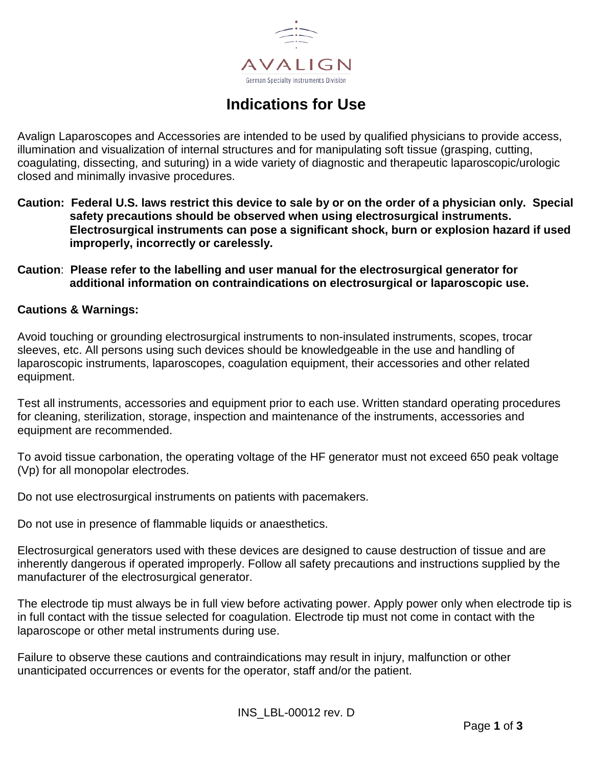AVALIGN

German Specialty Instruments Division

# Indications for Use

Avalign Laparoscopes and Accessories are intended to be used by qualified physicians to provide access, illumination and visualization of internal structures and for manipulating soft tissue (grasping, cutting, coagulating, dissecting, and suturing) in a wide variety of diagnostic and therapeutic laparoscopic/urologic closed and minimally invasive procedures.

**Caution: Federal U.S. laws restrict this device to sale by or on the order of a physician only. Special safety precautions should be observed when using electrosurgical instruments. Electrosurgical instruments can pose a significant shock, burn or explosion hazard if used improperly, incorrectly or carelessly.**

**Caution**: **Please refer to the labelling and user manual for the electrosurgical generator for additional information on contraindications on electrosurgical or laparoscopic use.**

**Cautions & Warnings:**

Avoid touching or grounding electrosurgical instruments to non-insulated instruments, scopes, trocar sleeves, etc. All persons using such devices should be knowledgeable in the use and handling of laparoscopic instruments, laparoscopes, coagulation equipment, their accessories and other related equipment.

Test all instruments, accessories and equipment prior to each use. Written standard operating procedures for cleaning, sterilization, storage, inspection and maintenance of the instruments, accessories and equipment are recommended.

To avoid tissue carbonation, the operating voltage of the HF generator must not exceed 650 peak voltage (Vp) for all monopolar electrodes.

Do not use electrosurgical instruments on patients with pacemakers.

Do not use in presence of flammable liquids or anaesthetics.

Electrosurgical generators used with these devices are designed to cause destruction of tissue and are inherently dangerous if operated improperly. Follow all safety precautions and instructions supplied by the manufacturer of the electrosurgical generator.

The electrode tip must always be in full view before activating power. Apply power only when electrode tip is in full contact with the tissue selected for coagulation. Electrode tip must not come in contact with the laparoscope or other metal instruments during use.

Failure to observe these cautions and contraindications may result in injury, malfunction or other unanticipated occurrences or events for the operator, staff and/or the patient.

INS_LBL-00012 rev. D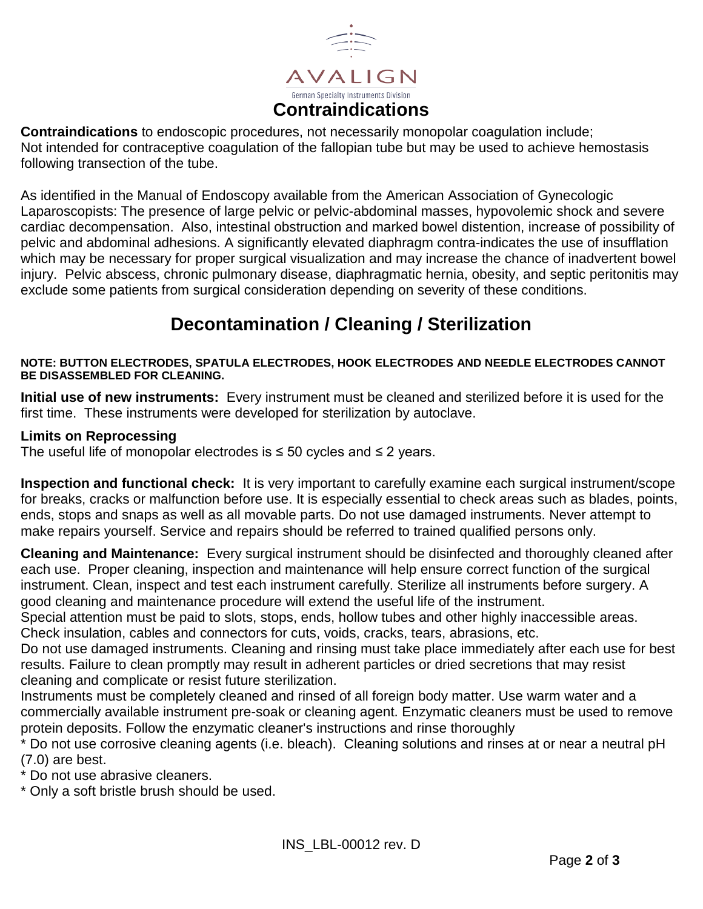## Contraindications

**Contraindications** to endoscopic procedures, not necessarily monopolar coagulation include;
Not intended for contraceptive coagulation of the fallopian tube but may be used to achieve hemostasis following transection of the tube.

As identified in the Manual of Endoscopy available from the American Association of Gynecologic Laparoscopists: The presence of large pelvic or pelvic-abdominal masses, hypovolemic shock and severe cardiac decompensation. Also, intestinal obstruction and marked bowel distention, increase of possibility of pelvic and abdominal adhesions. A significantly elevated diaphragm contra-indicates the use of insufflation which may be necessary for proper surgical visualization and may increase the chance of inadvertent bowel injury. Pelvic abscess, chronic pulmonary disease, diaphragmatic hernia, obesity, and septic peritonitis may exclude some patients from surgical consideration depending on severity of these conditions.

## Decontamination / Cleaning / Sterilization

**NOTE: BUTTON ELECTRODES, SPATULA ELECTRODES, HOOK ELECTRODES AND NEEDLE ELECTRODES CANNOT BE DISASSEMBLED FOR CLEANING.**

**Initial use of new instruments:** Every instrument must be cleaned and sterilized before it is used for the first time. These instruments were developed for sterilization by autoclave.

**Limits on Reprocessing**
The useful life of monopolar electrodes is ≤ 50 cycles and ≤ 2 years.

**Inspection and functional check:** It is very important to carefully examine each surgical instrument/scope for breaks, cracks or malfunction before use. It is especially essential to check areas such as blades, points, ends, stops and snaps as well as all movable parts. Do not use damaged instruments. Never attempt to make repairs yourself. Service and repairs should be referred to trained qualified persons only.

**Cleaning and Maintenance:** Every surgical instrument should be disinfected and thoroughly cleaned after each use. Proper cleaning, inspection and maintenance will help ensure correct function of the surgical instrument. Clean, inspect and test each instrument carefully. Sterilize all instruments before surgery. A good cleaning and maintenance procedure will extend the useful life of the instrument.
Special attention must be paid to slots, stops, ends, hollow tubes and other highly inaccessible areas. Check insulation, cables and connectors for cuts, voids, cracks, tears, abrasions, etc.
Do not use damaged instruments. Cleaning and rinsing must take place immediately after each use for best results. Failure to clean promptly may result in adherent particles or dried secretions that may resist cleaning and complicate or resist future sterilization.
Instruments must be completely cleaned and rinsed of all foreign body matter. Use warm water and a commercially available instrument pre-soak or cleaning agent. Enzymatic cleaners must be used to remove protein deposits. Follow the enzymatic cleaner's instructions and rinse thoroughly
* Do not use corrosive cleaning agents (i.e. bleach). Cleaning solutions and rinses at or near a neutral pH (7.0) are best.
* Do not use abrasive cleaners.
* Only a soft bristle brush should be used.

INS_LBL-00012 rev. D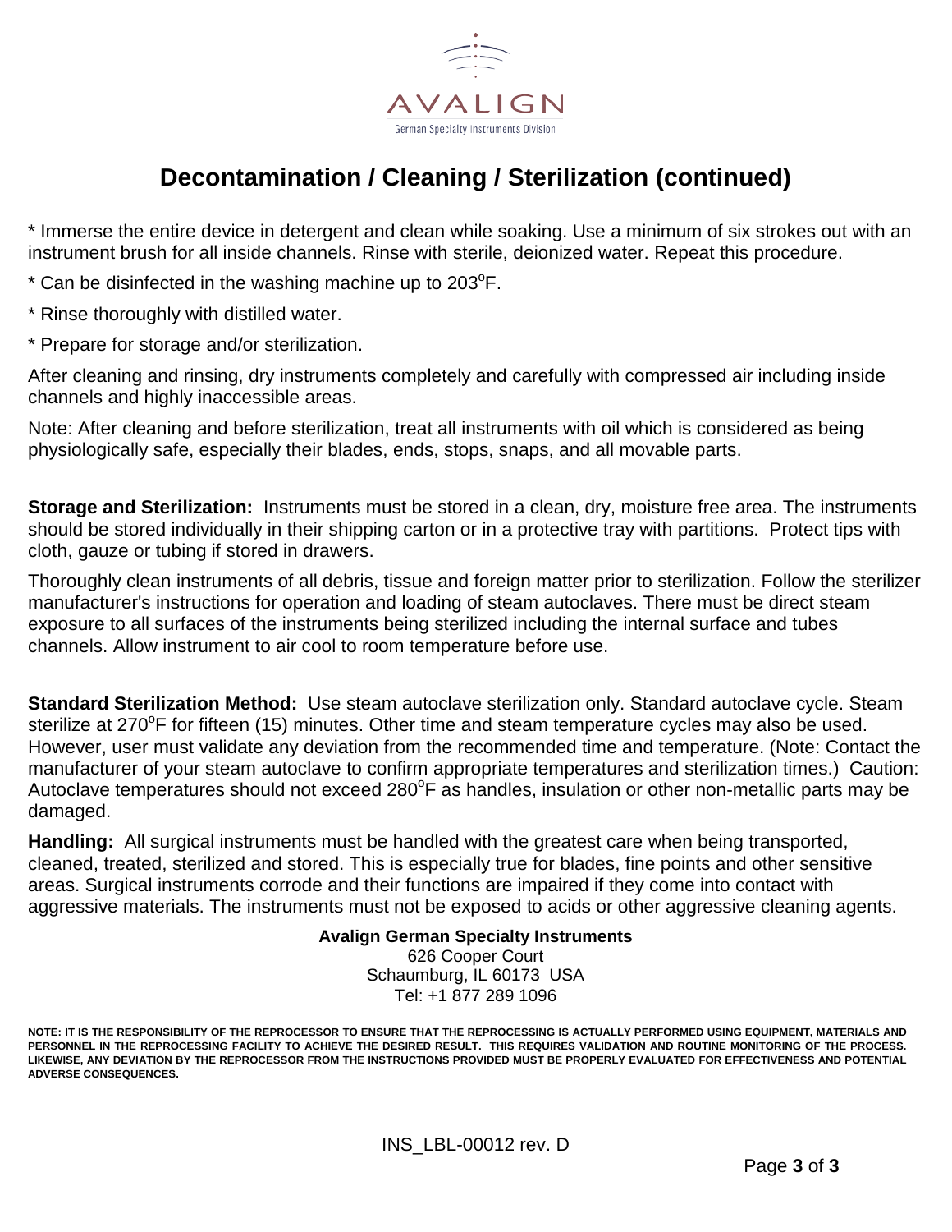# Decontamination / Cleaning / Sterilization (continued)

* Immerse the entire device in detergent and clean while soaking. Use a minimum of six strokes out with an instrument brush for all inside channels. Rinse with sterile, deionized water. Repeat this procedure.

* Can be disinfected in the washing machine up to 203°F.

* Rinse thoroughly with distilled water.

* Prepare for storage and/or sterilization.

After cleaning and rinsing, dry instruments completely and carefully with compressed air including inside channels and highly inaccessible areas.

Note: After cleaning and before sterilization, treat all instruments with oil which is considered as being physiologically safe, especially their blades, ends, stops, snaps, and all movable parts.

**Storage and Sterilization:** Instruments must be stored in a clean, dry, moisture free area. The instruments should be stored individually in their shipping carton or in a protective tray with partitions. Protect tips with cloth, gauze or tubing if stored in drawers.

Thoroughly clean instruments of all debris, tissue and foreign matter prior to sterilization. Follow the sterilizer manufacturer's instructions for operation and loading of steam autoclaves. There must be direct steam exposure to all surfaces of the instruments being sterilized including the internal surface and tubes channels. Allow instrument to air cool to room temperature before use.

**Standard Sterilization Method:** Use steam autoclave sterilization only. Standard autoclave cycle. Steam sterilize at 270°F for fifteen (15) minutes. Other time and steam temperature cycles may also be used. However, user must validate any deviation from the recommended time and temperature. (Note: Contact the manufacturer of your steam autoclave to confirm appropriate temperatures and sterilization times.) Caution: Autoclave temperatures should not exceed 280°F as handles, insulation or other non-metallic parts may be damaged.

**Handling:** All surgical instruments must be handled with the greatest care when being transported, cleaned, treated, sterilized and stored. This is especially true for blades, fine points and other sensitive areas. Surgical instruments corrode and their functions are impaired if they come into contact with aggressive materials. The instruments must not be exposed to acids or other aggressive cleaning agents.

**Avalign German Specialty Instruments**
626 Cooper Court
Schaumburg, IL 60173 USA
Tel: +1 877 289 1096

**NOTE: IT IS THE RESPONSIBILITY OF THE REPROCESSOR TO ENSURE THAT THE REPROCESSING IS ACTUALLY PERFORMED USING EQUIPMENT, MATERIALS AND PERSONNEL IN THE REPROCESSING FACILITY TO ACHIEVE THE DESIRED RESULT. THIS REQUIRES VALIDATION AND ROUTINE MONITORING OF THE PROCESS. LIKEWISE, ANY DEVIATION BY THE REPROCESSOR FROM THE INSTRUCTIONS PROVIDED MUST BE PROPERLY EVALUATED FOR EFFECTIVENESS AND POTENTIAL ADVERSE CONSEQUENCES.**

INS_LBL-00012 rev. D